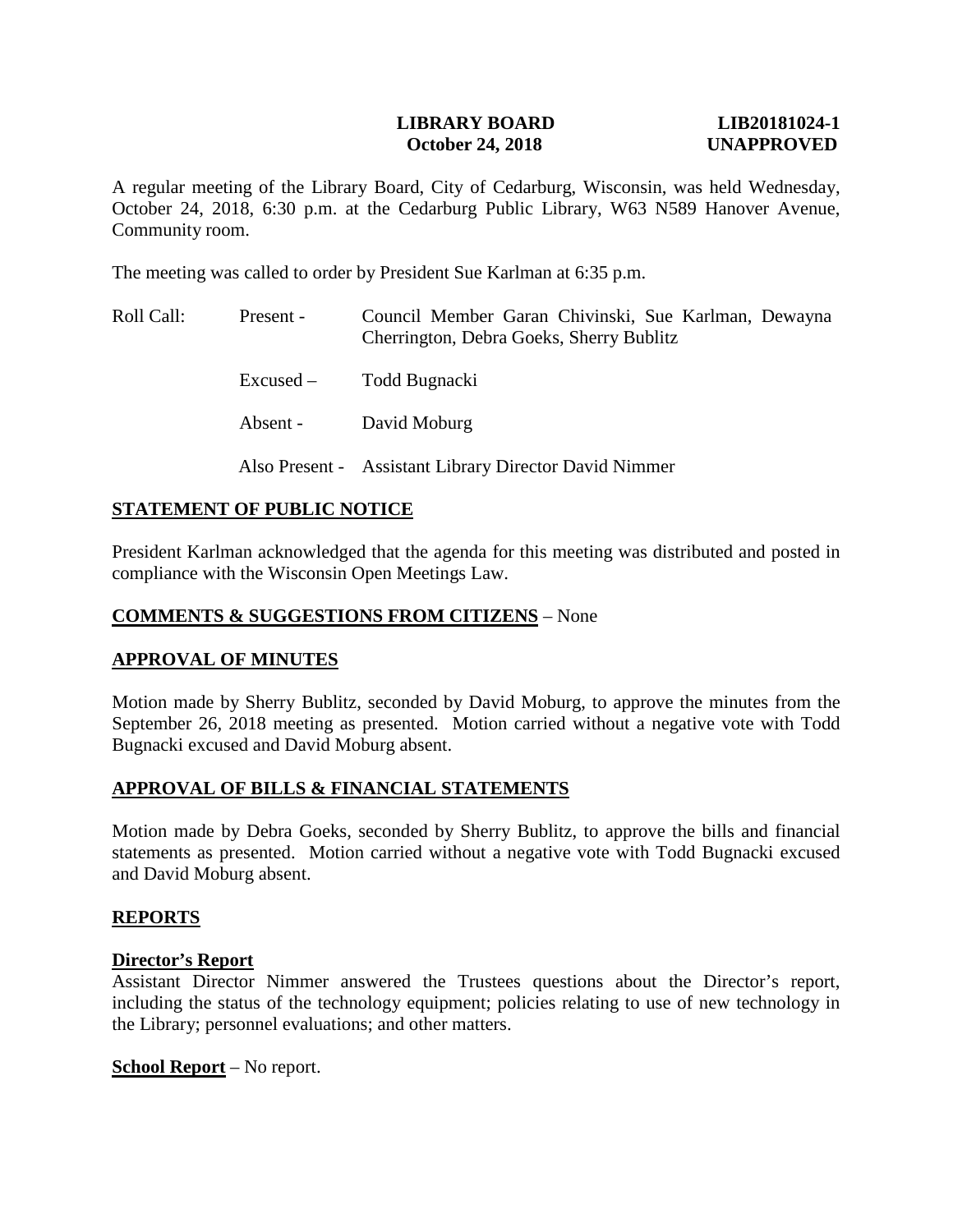**LIBRARY BOARD** **LIB20181024-1**
**October 24, 2018** **UNAPPROVED**

A regular meeting of the Library Board, City of Cedarburg, Wisconsin, was held Wednesday, October 24, 2018, 6:30 p.m. at the Cedarburg Public Library, W63 N589 Hanover Avenue, Community room.

The meeting was called to order by President Sue Karlman at 6:35 p.m.

Roll Call: Present - Council Member Garan Chivinski, Sue Karlman, Dewayna Cherrington, Debra Goeks, Sherry Bublitz

Excused – Todd Bugnacki

Absent - David Moburg

Also Present - Assistant Library Director David Nimmer

## STATEMENT OF PUBLIC NOTICE

President Karlman acknowledged that the agenda for this meeting was distributed and posted in compliance with the Wisconsin Open Meetings Law.

## COMMENTS & SUGGESTIONS FROM CITIZENS – None

## APPROVAL OF MINUTES

Motion made by Sherry Bublitz, seconded by David Moburg, to approve the minutes from the September 26, 2018 meeting as presented. Motion carried without a negative vote with Todd Bugnacki excused and David Moburg absent.

## APPROVAL OF BILLS & FINANCIAL STATEMENTS

Motion made by Debra Goeks, seconded by Sherry Bublitz, to approve the bills and financial statements as presented. Motion carried without a negative vote with Todd Bugnacki excused and David Moburg absent.

## REPORTS

### Director's Report

Assistant Director Nimmer answered the Trustees questions about the Director's report, including the status of the technology equipment; policies relating to use of new technology in the Library; personnel evaluations; and other matters.

**School Report** – No report.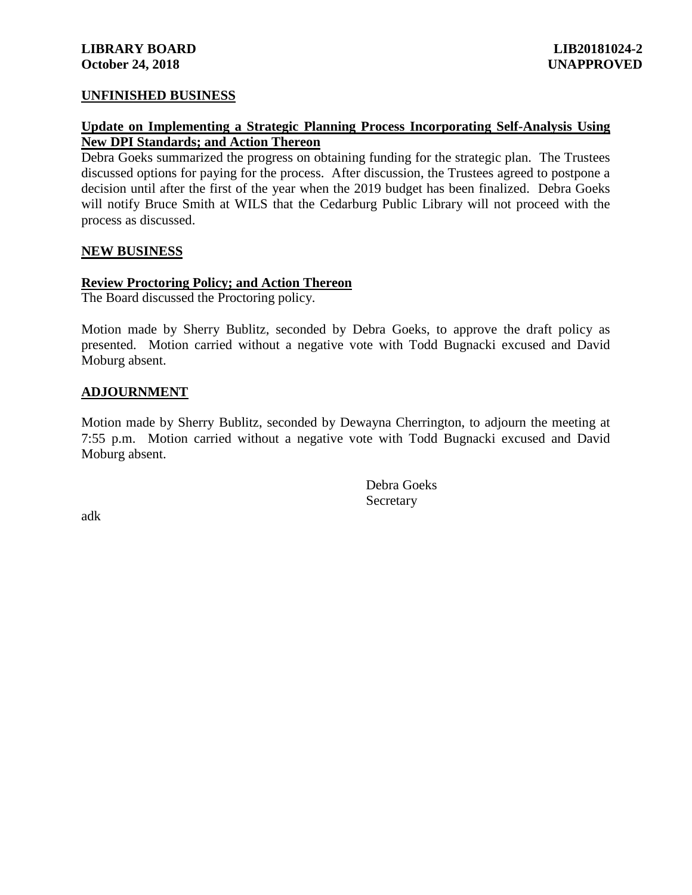## UNFINISHED BUSINESS

### Update on Implementing a Strategic Planning Process Incorporating Self-Analysis Using New DPI Standards; and Action Thereon

Debra Goeks summarized the progress on obtaining funding for the strategic plan. The Trustees discussed options for paying for the process. After discussion, the Trustees agreed to postpone a decision until after the first of the year when the 2019 budget has been finalized. Debra Goeks will notify Bruce Smith at WILS that the Cedarburg Public Library will not proceed with the process as discussed.

## NEW BUSINESS

### Review Proctoring Policy; and Action Thereon

The Board discussed the Proctoring policy.

Motion made by Sherry Bublitz, seconded by Debra Goeks, to approve the draft policy as presented. Motion carried without a negative vote with Todd Bugnacki excused and David Moburg absent.

## ADJOURNMENT

Motion made by Sherry Bublitz, seconded by Dewayna Cherrington, to adjourn the meeting at 7:55 p.m. Motion carried without a negative vote with Todd Bugnacki excused and David Moburg absent.

Debra Goeks
Secretary

adk